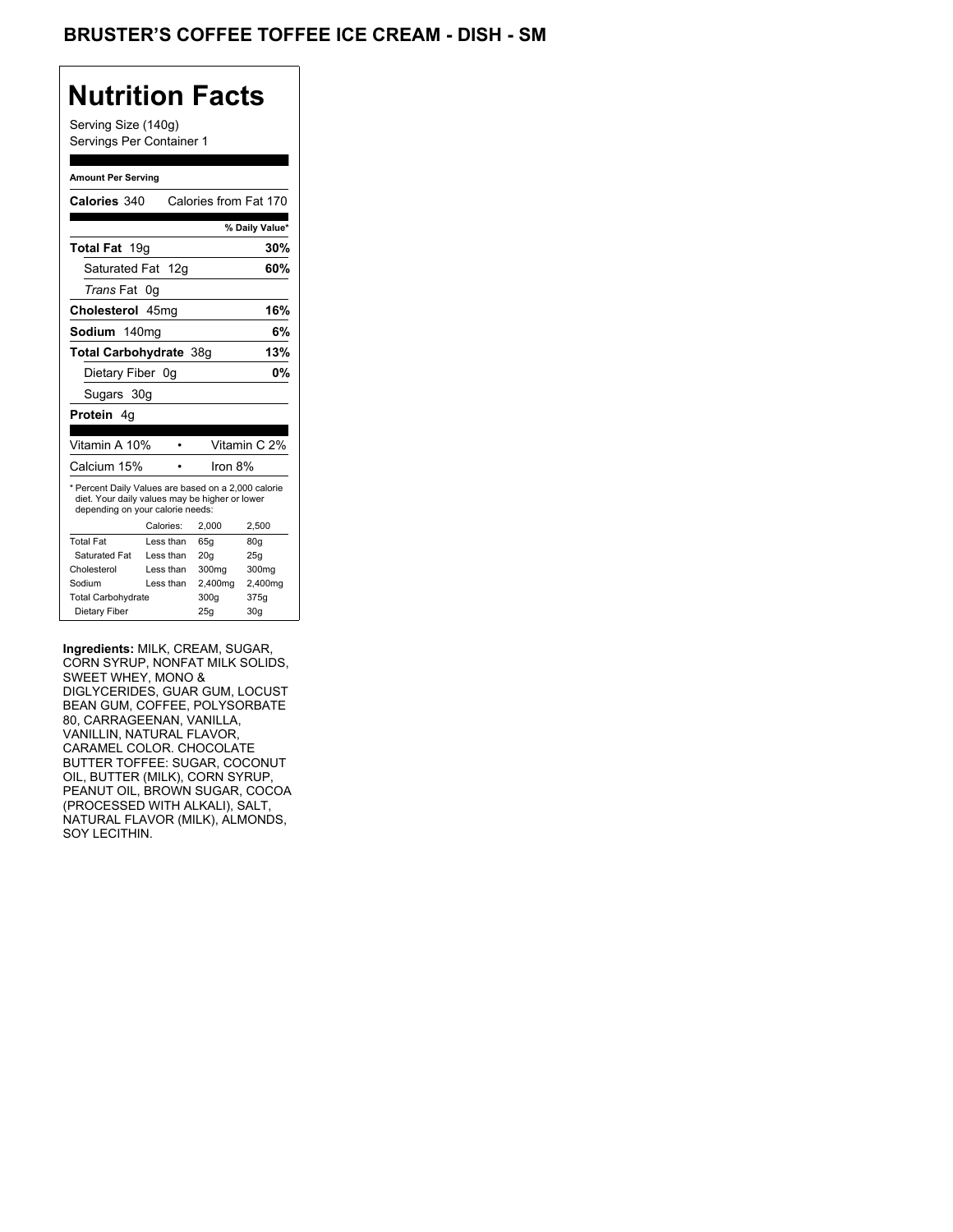# BRUSTER'S COFFEE TOFFEE ICE CREAM - DISH - SM

## Nutrition Facts

Serving Size (140g)
Servings Per Container 1

**Amount Per Serving**

**Calories** 340 Calories from Fat 170

| | % Daily Value* |
|---|---|
| **Total Fat** 19g | **30%** |
| Saturated Fat 12g | **60%** |
| *Trans* Fat 0g | |
| **Cholesterol** 45mg | **16%** |
| **Sodium** 140mg | **6%** |
| **Total Carbohydrate** 38g | **13%** |
| Dietary Fiber 0g | **0%** |
| Sugars 30g | |
| **Protein** 4g | |

| | |
|---|---|
| Vitamin A 10% | Vitamin C 2% |
| Calcium 15% | Iron 8% |

\* Percent Daily Values are based on a 2,000 calorie diet. Your daily values may be higher or lower depending on your calorie needs:

| | Calories: | 2,000 | 2,500 |
|---|---|---|---|
| Total Fat | Less than | 65g | 80g |
| Saturated Fat | Less than | 20g | 25g |
| Cholesterol | Less than | 300mg | 300mg |
| Sodium | Less than | 2,400mg | 2,400mg |
| Total Carbohydrate | | 300g | 375g |
| Dietary Fiber | | 25g | 30g |

**Ingredients:** MILK, CREAM, SUGAR, CORN SYRUP, NONFAT MILK SOLIDS, SWEET WHEY, MONO & DIGLYCERIDES, GUAR GUM, LOCUST BEAN GUM, COFFEE, POLYSORBATE 80, CARRAGEENAN, VANILLA, VANILLIN, NATURAL FLAVOR, CARAMEL COLOR. CHOCOLATE BUTTER TOFFEE: SUGAR, COCONUT OIL, BUTTER (MILK), CORN SYRUP, PEANUT OIL, BROWN SUGAR, COCOA (PROCESSED WITH ALKALI), SALT, NATURAL FLAVOR (MILK), ALMONDS, SOY LECITHIN.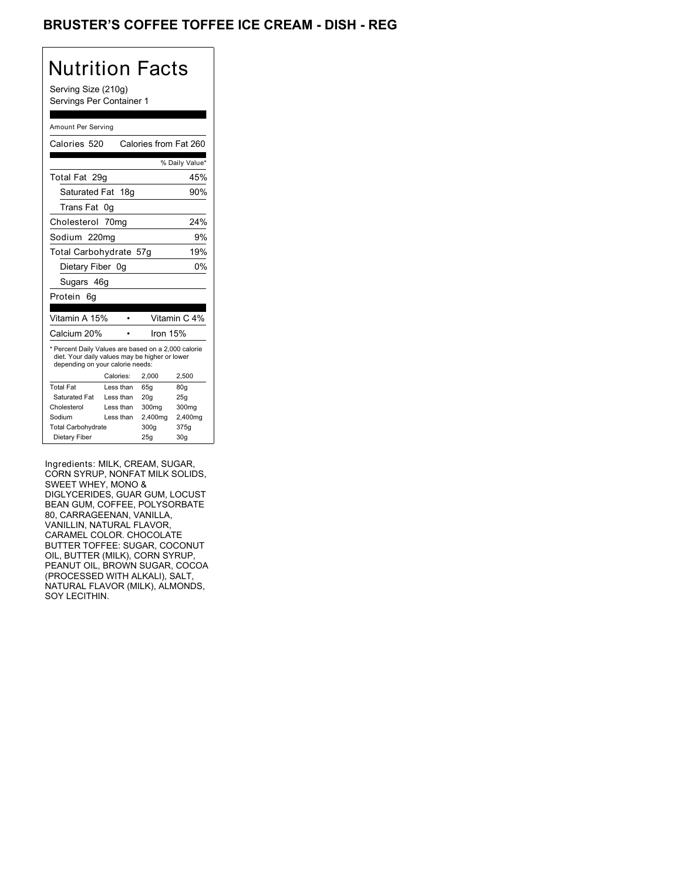# BRUSTER'S COFFEE TOFFEE ICE CREAM - DISH - REG

## Nutrition Facts

Serving Size (210g)
Servings Per Container 1

Amount Per Serving

| | |
|---|---|
| Calories 520 | Calories from Fat 260 |
| | % Daily Value* |
| Total Fat 29g | 45% |
| Saturated Fat 18g | 90% |
| Trans Fat 0g | |
| Cholesterol 70mg | 24% |
| Sodium 220mg | 9% |
| Total Carbohydrate 57g | 19% |
| Dietary Fiber 0g | 0% |
| Sugars 46g | |
| Protein 6g | |

| | |
|---|---|
| Vitamin A 15% | Vitamin C 4% |
| Calcium 20% | Iron 15% |

* Percent Daily Values are based on a 2,000 calorie diet. Your daily values may be higher or lower depending on your calorie needs:

| | Calories: | 2,000 | 2,500 |
|---|---|---|---|
| Total Fat | Less than | 65g | 80g |
| Saturated Fat | Less than | 20g | 25g |
| Cholesterol | Less than | 300mg | 300mg |
| Sodium | Less than | 2,400mg | 2,400mg |
| Total Carbohydrate | | 300g | 375g |
| Dietary Fiber | | 25g | 30g |

Ingredients: MILK, CREAM, SUGAR, CORN SYRUP, NONFAT MILK SOLIDS, SWEET WHEY, MONO & DIGLYCERIDES, GUAR GUM, LOCUST BEAN GUM, COFFEE, POLYSORBATE 80, CARRAGEENAN, VANILLA, VANILLIN, NATURAL FLAVOR, CARAMEL COLOR. CHOCOLATE BUTTER TOFFEE: SUGAR, COCONUT OIL, BUTTER (MILK), CORN SYRUP, PEANUT OIL, BROWN SUGAR, COCOA (PROCESSED WITH ALKALI), SALT, NATURAL FLAVOR (MILK), ALMONDS, SOY LECITHIN.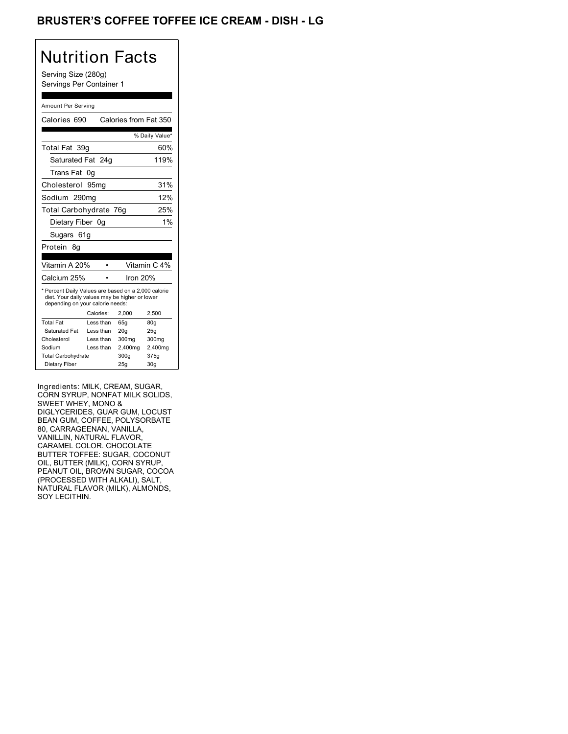# BRUSTER'S COFFEE TOFFEE ICE CREAM - DISH - LG

## Nutrition Facts

Serving Size (280g)
Servings Per Container 1

Amount Per Serving

| Calories 690 | Calories from Fat 350 |
|---|---|
| | % Daily Value* |
| Total Fat 39g | 60% |
| Saturated Fat 24g | 119% |
| Trans Fat 0g | |
| Cholesterol 95mg | 31% |
| Sodium 290mg | 12% |
| Total Carbohydrate 76g | 25% |
| Dietary Fiber 0g | 1% |
| Sugars 61g | |
| Protein 8g | |

| | |
|---|---|
| Vitamin A 20% | Vitamin C 4% |
| Calcium 25% | Iron 20% |

* Percent Daily Values are based on a 2,000 calorie diet. Your daily values may be higher or lower depending on your calorie needs:

| | Calories: | 2,000 | 2,500 |
|---|---|---|---|
| Total Fat | Less than | 65g | 80g |
| Saturated Fat | Less than | 20g | 25g |
| Cholesterol | Less than | 300mg | 300mg |
| Sodium | Less than | 2,400mg | 2,400mg |
| Total Carbohydrate | | 300g | 375g |
| Dietary Fiber | | 25g | 30g |

Ingredients: MILK, CREAM, SUGAR, CORN SYRUP, NONFAT MILK SOLIDS, SWEET WHEY, MONO & DIGLYCERIDES, GUAR GUM, LOCUST BEAN GUM, COFFEE, POLYSORBATE 80, CARRAGEENAN, VANILLA, VANILLIN, NATURAL FLAVOR, CARAMEL COLOR. CHOCOLATE BUTTER TOFFEE: SUGAR, COCONUT OIL, BUTTER (MILK), CORN SYRUP, PEANUT OIL, BROWN SUGAR, COCOA (PROCESSED WITH ALKALI), SALT, NATURAL FLAVOR (MILK), ALMONDS, SOY LECITHIN.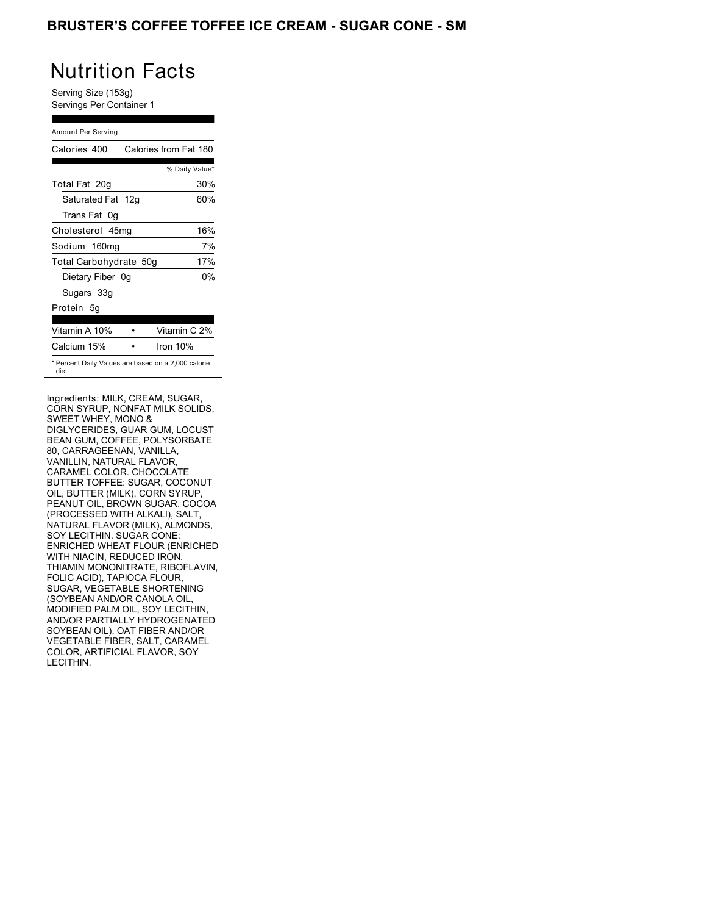# BRUSTER'S COFFEE TOFFEE ICE CREAM - SUGAR CONE - SM

## Nutrition Facts

Serving Size (153g)
Servings Per Container 1

| Amount Per Serving | |
|---|---|
| Calories 400 | Calories from Fat 180 |
| | % Daily Value* |
| Total Fat 20g | 30% |
| Saturated Fat 12g | 60% |
| Trans Fat 0g | |
| Cholesterol 45mg | 16% |
| Sodium 160mg | 7% |
| Total Carbohydrate 50g | 17% |
| Dietary Fiber 0g | 0% |
| Sugars 33g | |
| Protein 5g | |
| Vitamin A 10% | Vitamin C 2% |
| Calcium 15% | Iron 10% |

\* Percent Daily Values are based on a 2,000 calorie diet.

Ingredients: MILK, CREAM, SUGAR, CORN SYRUP, NONFAT MILK SOLIDS, SWEET WHEY, MONO & DIGLYCERIDES, GUAR GUM, LOCUST BEAN GUM, COFFEE, POLYSORBATE 80, CARRAGEENAN, VANILLA, VANILLIN, NATURAL FLAVOR, CARAMEL COLOR. CHOCOLATE BUTTER TOFFEE: SUGAR, COCONUT OIL, BUTTER (MILK), CORN SYRUP, PEANUT OIL, BROWN SUGAR, COCOA (PROCESSED WITH ALKALI), SALT, NATURAL FLAVOR (MILK), ALMONDS, SOY LECITHIN. SUGAR CONE: ENRICHED WHEAT FLOUR (ENRICHED WITH NIACIN, REDUCED IRON, THIAMIN MONONITRATE, RIBOFLAVIN, FOLIC ACID), TAPIOCA FLOUR, SUGAR, VEGETABLE SHORTENING (SOYBEAN AND/OR CANOLA OIL, MODIFIED PALM OIL, SOY LECITHIN, AND/OR PARTIALLY HYDROGENATED SOYBEAN OIL), OAT FIBER AND/OR VEGETABLE FIBER, SALT, CARAMEL COLOR, ARTIFICIAL FLAVOR, SOY LECITHIN.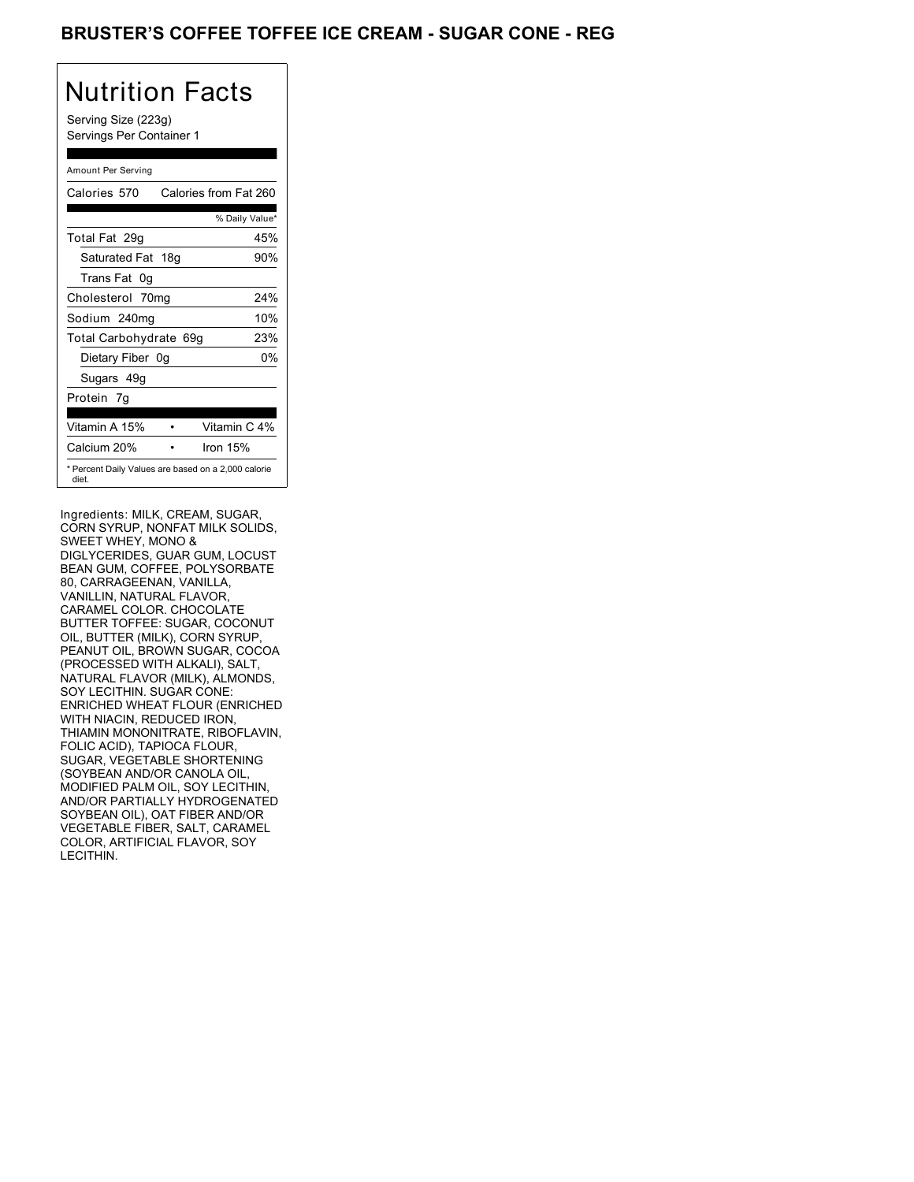# BRUSTER'S COFFEE TOFFEE ICE CREAM - SUGAR CONE - REG

## Nutrition Facts

Serving Size (223g)
Servings Per Container 1

Amount Per Serving

| | |
|---|---|
| Calories 570 | Calories from Fat 260 |
| | % Daily Value* |
| Total Fat 29g | 45% |
| Saturated Fat 18g | 90% |
| Trans Fat 0g | |
| Cholesterol 70mg | 24% |
| Sodium 240mg | 10% |
| Total Carbohydrate 69g | 23% |
| Dietary Fiber 0g | 0% |
| Sugars 49g | |
| Protein 7g | |
| Vitamin A 15% | Vitamin C 4% |
| Calcium 20% | Iron 15% |

* Percent Daily Values are based on a 2,000 calorie diet.

Ingredients: MILK, CREAM, SUGAR, CORN SYRUP, NONFAT MILK SOLIDS, SWEET WHEY, MONO & DIGLYCERIDES, GUAR GUM, LOCUST BEAN GUM, COFFEE, POLYSORBATE 80, CARRAGEENAN, VANILLA, VANILLIN, NATURAL FLAVOR, CARAMEL COLOR. CHOCOLATE BUTTER TOFFEE: SUGAR, COCONUT OIL, BUTTER (MILK), CORN SYRUP, PEANUT OIL, BROWN SUGAR, COCOA (PROCESSED WITH ALKALI), SALT, NATURAL FLAVOR (MILK), ALMONDS, SOY LECITHIN. SUGAR CONE: ENRICHED WHEAT FLOUR (ENRICHED WITH NIACIN, REDUCED IRON, THIAMIN MONONITRATE, RIBOFLAVIN, FOLIC ACID), TAPIOCA FLOUR, SUGAR, VEGETABLE SHORTENING (SOYBEAN AND/OR CANOLA OIL, MODIFIED PALM OIL, SOY LECITHIN, AND/OR PARTIALLY HYDROGENATED SOYBEAN OIL), OAT FIBER AND/OR VEGETABLE FIBER, SALT, CARAMEL COLOR, ARTIFICIAL FLAVOR, SOY LECITHIN.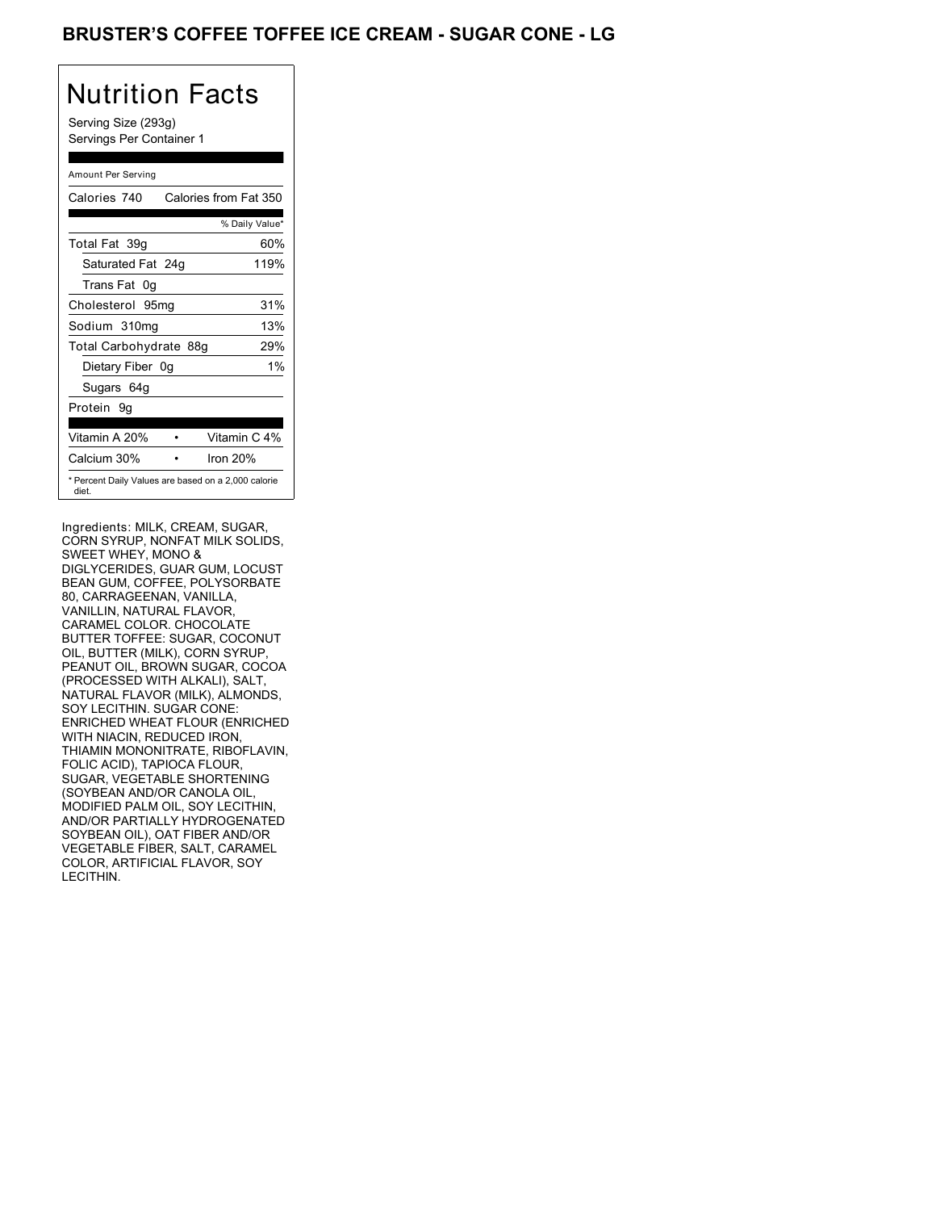# BRUSTER'S COFFEE TOFFEE ICE CREAM - SUGAR CONE - LG

## Nutrition Facts

Serving Size (293g)
Servings Per Container 1

Amount Per Serving

| Calories 740 | Calories from Fat 350 |
|---|---|
| | % Daily Value* |
| Total Fat 39g | 60% |
| Saturated Fat 24g | 119% |
| Trans Fat 0g | |
| Cholesterol 95mg | 31% |
| Sodium 310mg | 13% |
| Total Carbohydrate 88g | 29% |
| Dietary Fiber 0g | 1% |
| Sugars 64g | |
| Protein 9g | |

| Vitamin A 20% | • | Vitamin C 4% |
|---|---|---|
| Calcium 30% | • | Iron 20% |

* Percent Daily Values are based on a 2,000 calorie diet.

Ingredients: MILK, CREAM, SUGAR, CORN SYRUP, NONFAT MILK SOLIDS, SWEET WHEY, MONO & DIGLYCERIDES, GUAR GUM, LOCUST BEAN GUM, COFFEE, POLYSORBATE 80, CARRAGEENAN, VANILLA, VANILLIN, NATURAL FLAVOR, CARAMEL COLOR. CHOCOLATE BUTTER TOFFEE: SUGAR, COCONUT OIL, BUTTER (MILK), CORN SYRUP, PEANUT OIL, BROWN SUGAR, COCOA (PROCESSED WITH ALKALI), SALT, NATURAL FLAVOR (MILK), ALMONDS, SOY LECITHIN. SUGAR CONE: ENRICHED WHEAT FLOUR (ENRICHED WITH NIACIN, REDUCED IRON, THIAMIN MONONITRATE, RIBOFLAVIN, FOLIC ACID), TAPIOCA FLOUR, SUGAR, VEGETABLE SHORTENING (SOYBEAN AND/OR CANOLA OIL, MODIFIED PALM OIL, SOY LECITHIN, AND/OR PARTIALLY HYDROGENATED SOYBEAN OIL), OAT FIBER AND/OR VEGETABLE FIBER, SALT, CARAMEL COLOR, ARTIFICIAL FLAVOR, SOY LECITHIN.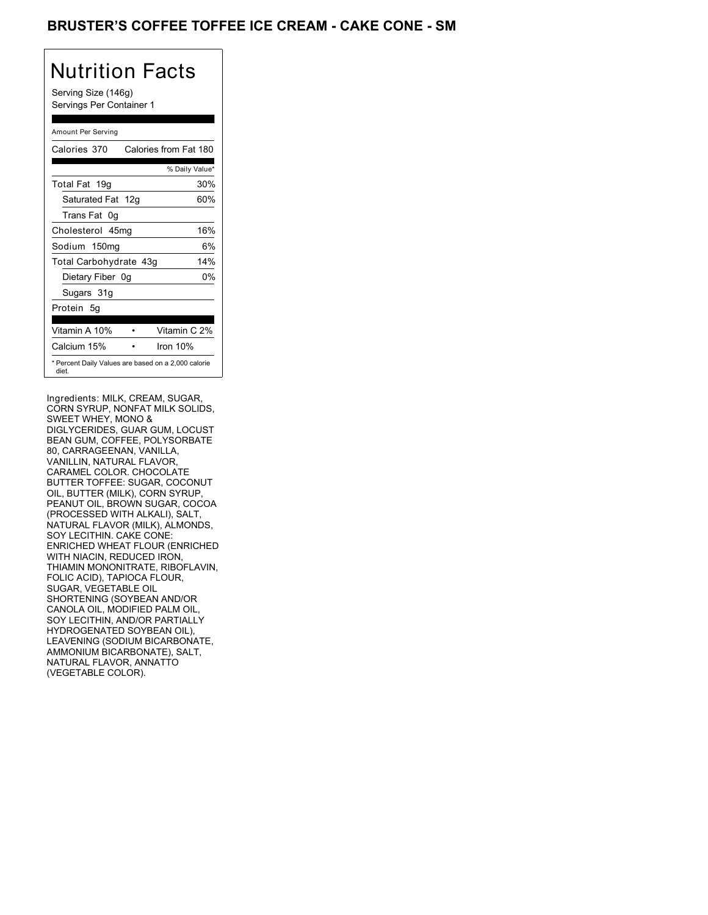# BRUSTER'S COFFEE TOFFEE ICE CREAM - CAKE CONE - SM

## Nutrition Facts

Serving Size (146g)
Servings Per Container 1

| Amount Per Serving | |
|---|---|
| Calories 370 | Calories from Fat 180 |
| | % Daily Value* |
| Total Fat 19g | 30% |
| Saturated Fat 12g | 60% |
| Trans Fat 0g | |
| Cholesterol 45mg | 16% |
| Sodium 150mg | 6% |
| Total Carbohydrate 43g | 14% |
| Dietary Fiber 0g | 0% |
| Sugars 31g | |
| Protein 5g | |
| Vitamin A 10% • | Vitamin C 2% |
| Calcium 15% • | Iron 10% |

* Percent Daily Values are based on a 2,000 calorie diet.

Ingredients: MILK, CREAM, SUGAR, CORN SYRUP, NONFAT MILK SOLIDS, SWEET WHEY, MONO & DIGLYCERIDES, GUAR GUM, LOCUST BEAN GUM, COFFEE, POLYSORBATE 80, CARRAGEENAN, VANILLA, VANILLIN, NATURAL FLAVOR, CARAMEL COLOR. CHOCOLATE BUTTER TOFFEE: SUGAR, COCONUT OIL, BUTTER (MILK), CORN SYRUP, PEANUT OIL, BROWN SUGAR, COCOA (PROCESSED WITH ALKALI), SALT, NATURAL FLAVOR (MILK), ALMONDS, SOY LECITHIN. CAKE CONE: ENRICHED WHEAT FLOUR (ENRICHED WITH NIACIN, REDUCED IRON, THIAMIN MONONITRATE, RIBOFLAVIN, FOLIC ACID), TAPIOCA FLOUR, SUGAR, VEGETABLE OIL SHORTENING (SOYBEAN AND/OR CANOLA OIL, MODIFIED PALM OIL, SOY LECITHIN, AND/OR PARTIALLY HYDROGENATED SOYBEAN OIL), LEAVENING (SODIUM BICARBONATE, AMMONIUM BICARBONATE), SALT, NATURAL FLAVOR, ANNATTO (VEGETABLE COLOR).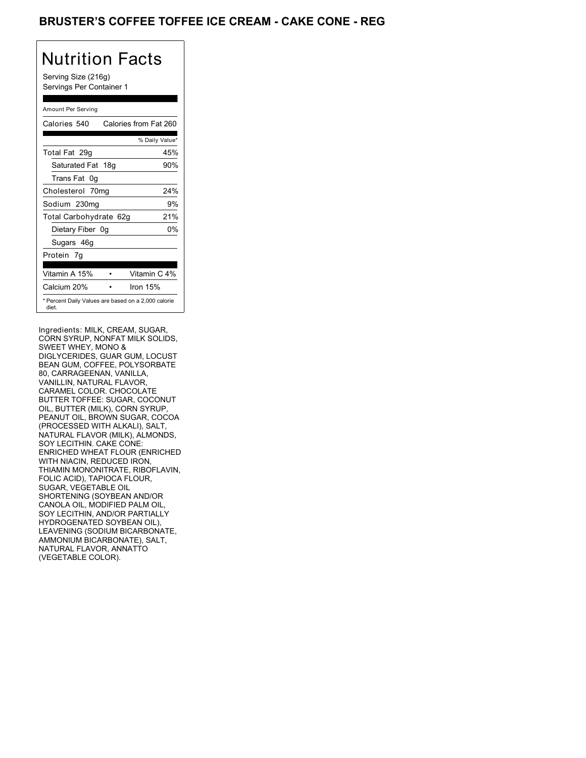# BRUSTER'S COFFEE TOFFEE ICE CREAM - CAKE CONE - REG

## Nutrition Facts

Serving Size (216g)
Servings Per Container 1

Amount Per Serving

| Calories 540 | Calories from Fat 260 |
|---|---|
| | % Daily Value* |
| Total Fat 29g | 45% |
| Saturated Fat 18g | 90% |
| Trans Fat 0g | |
| Cholesterol 70mg | 24% |
| Sodium 230mg | 9% |
| Total Carbohydrate 62g | 21% |
| Dietary Fiber 0g | 0% |
| Sugars 46g | |
| Protein 7g | |
| Vitamin A 15% • | Vitamin C 4% |
| Calcium 20% • | Iron 15% |

* Percent Daily Values are based on a 2,000 calorie diet.

Ingredients: MILK, CREAM, SUGAR, CORN SYRUP, NONFAT MILK SOLIDS, SWEET WHEY, MONO & DIGLYCERIDES, GUAR GUM, LOCUST BEAN GUM, COFFEE, POLYSORBATE 80, CARRAGEENAN, VANILLA, VANILLIN, NATURAL FLAVOR, CARAMEL COLOR. CHOCOLATE BUTTER TOFFEE: SUGAR, COCONUT OIL, BUTTER (MILK), CORN SYRUP, PEANUT OIL, BROWN SUGAR, COCOA (PROCESSED WITH ALKALI), SALT, NATURAL FLAVOR (MILK), ALMONDS, SOY LECITHIN. CAKE CONE: ENRICHED WHEAT FLOUR (ENRICHED WITH NIACIN, REDUCED IRON, THIAMIN MONONITRATE, RIBOFLAVIN, FOLIC ACID), TAPIOCA FLOUR, SUGAR, VEGETABLE OIL SHORTENING (SOYBEAN AND/OR CANOLA OIL, MODIFIED PALM OIL, SOY LECITHIN, AND/OR PARTIALLY HYDROGENATED SOYBEAN OIL), LEAVENING (SODIUM BICARBONATE, AMMONIUM BICARBONATE), SALT, NATURAL FLAVOR, ANNATTO (VEGETABLE COLOR).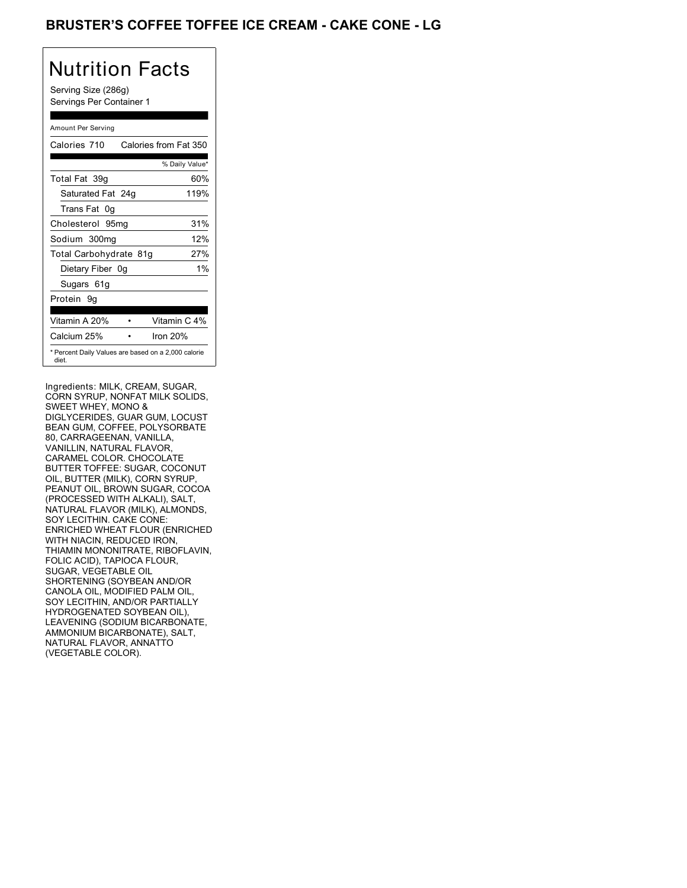# BRUSTER'S COFFEE TOFFEE ICE CREAM - CAKE CONE - LG

## Nutrition Facts

Serving Size (286g)
Servings Per Container 1

| Amount Per Serving | |
|---|---|
| Calories 710 | Calories from Fat 350 |
| | % Daily Value* |
| Total Fat 39g | 60% |
| Saturated Fat 24g | 119% |
| Trans Fat 0g | |
| Cholesterol 95mg | 31% |
| Sodium 300mg | 12% |
| Total Carbohydrate 81g | 27% |
| Dietary Fiber 0g | 1% |
| Sugars 61g | |
| Protein 9g | |
| Vitamin A 20% | Vitamin C 4% |
| Calcium 25% | Iron 20% |

* Percent Daily Values are based on a 2,000 calorie diet.

Ingredients: MILK, CREAM, SUGAR, CORN SYRUP, NONFAT MILK SOLIDS, SWEET WHEY, MONO & DIGLYCERIDES, GUAR GUM, LOCUST BEAN GUM, COFFEE, POLYSORBATE 80, CARRAGEENAN, VANILLA, VANILLIN, NATURAL FLAVOR, CARAMEL COLOR. CHOCOLATE BUTTER TOFFEE: SUGAR, COCONUT OIL, BUTTER (MILK), CORN SYRUP, PEANUT OIL, BROWN SUGAR, COCOA (PROCESSED WITH ALKALI), SALT, NATURAL FLAVOR (MILK), ALMONDS, SOY LECITHIN. CAKE CONE: ENRICHED WHEAT FLOUR (ENRICHED WITH NIACIN, REDUCED IRON, THIAMIN MONONITRATE, RIBOFLAVIN, FOLIC ACID), TAPIOCA FLOUR, SUGAR, VEGETABLE OIL SHORTENING (SOYBEAN AND/OR CANOLA OIL, MODIFIED PALM OIL, SOY LECITHIN, AND/OR PARTIALLY HYDROGENATED SOYBEAN OIL), LEAVENING (SODIUM BICARBONATE, AMMONIUM BICARBONATE), SALT, NATURAL FLAVOR, ANNATTO (VEGETABLE COLOR).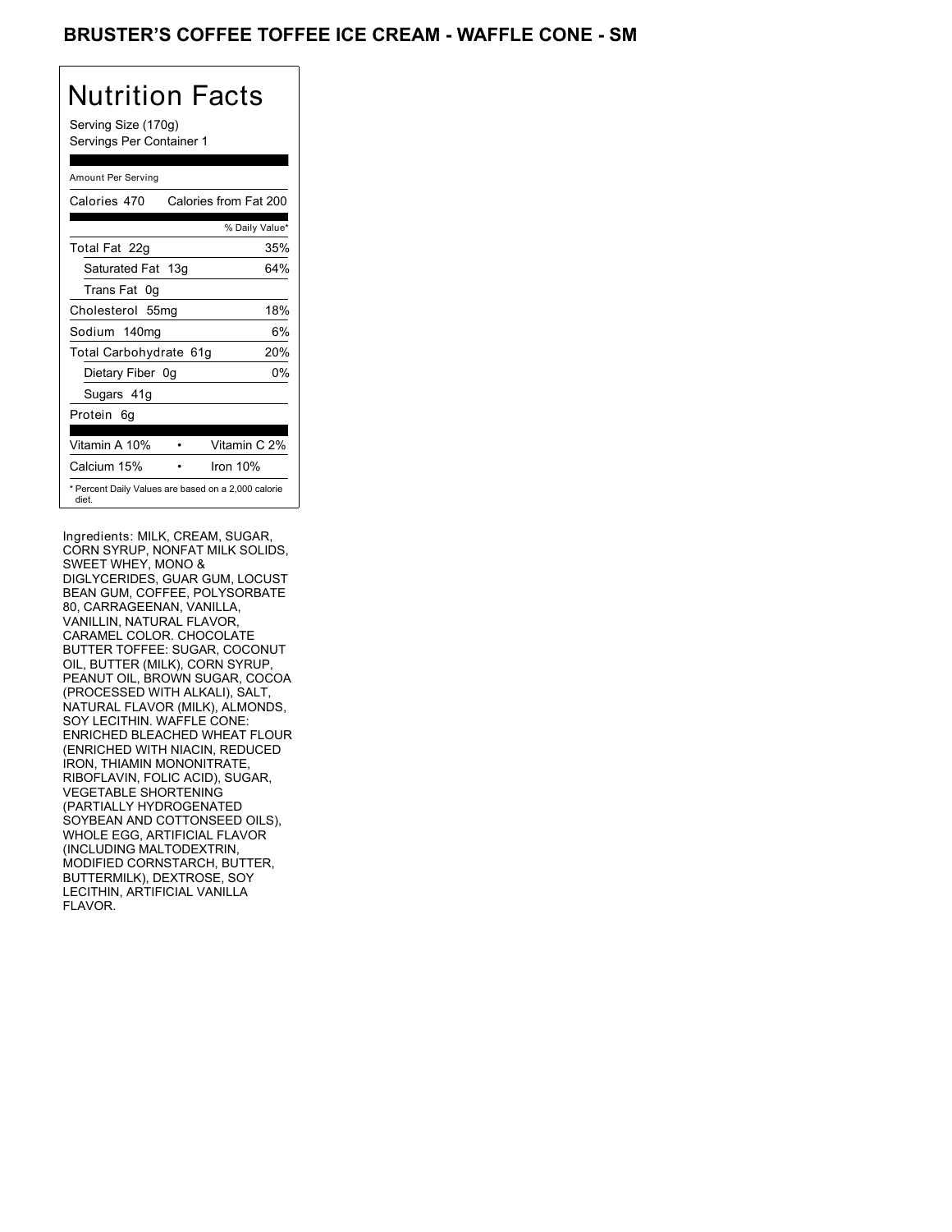# BRUSTER'S COFFEE TOFFEE ICE CREAM - WAFFLE CONE - SM

## Nutrition Facts

Serving Size (170g)
Servings Per Container 1

Amount Per Serving

| | |
|---|---|
| Calories 470 | Calories from Fat 200 |
| | % Daily Value* |
| Total Fat 22g | 35% |
| Saturated Fat 13g | 64% |
| Trans Fat 0g | |
| Cholesterol 55mg | 18% |
| Sodium 140mg | 6% |
| Total Carbohydrate 61g | 20% |
| Dietary Fiber 0g | 0% |
| Sugars 41g | |
| Protein 6g | |
| Vitamin A 10% • | Vitamin C 2% |
| Calcium 15% • | Iron 10% |

* Percent Daily Values are based on a 2,000 calorie diet.

Ingredients: MILK, CREAM, SUGAR, CORN SYRUP, NONFAT MILK SOLIDS, SWEET WHEY, MONO & DIGLYCERIDES, GUAR GUM, LOCUST BEAN GUM, COFFEE, POLYSORBATE 80, CARRAGEENAN, VANILLA, VANILLIN, NATURAL FLAVOR, CARAMEL COLOR. CHOCOLATE BUTTER TOFFEE: SUGAR, COCONUT OIL, BUTTER (MILK), CORN SYRUP, PEANUT OIL, BROWN SUGAR, COCOA (PROCESSED WITH ALKALI), SALT, NATURAL FLAVOR (MILK), ALMONDS, SOY LECITHIN. WAFFLE CONE: ENRICHED BLEACHED WHEAT FLOUR (ENRICHED WITH NIACIN, REDUCED IRON, THIAMIN MONONITRATE, RIBOFLAVIN, FOLIC ACID), SUGAR, VEGETABLE SHORTENING (PARTIALLY HYDROGENATED SOYBEAN AND COTTONSEED OILS), WHOLE EGG, ARTIFICIAL FLAVOR (INCLUDING MALTODEXTRIN, MODIFIED CORNSTARCH, BUTTER, BUTTERMILK), DEXTROSE, SOY LECITHIN, ARTIFICIAL VANILLA FLAVOR.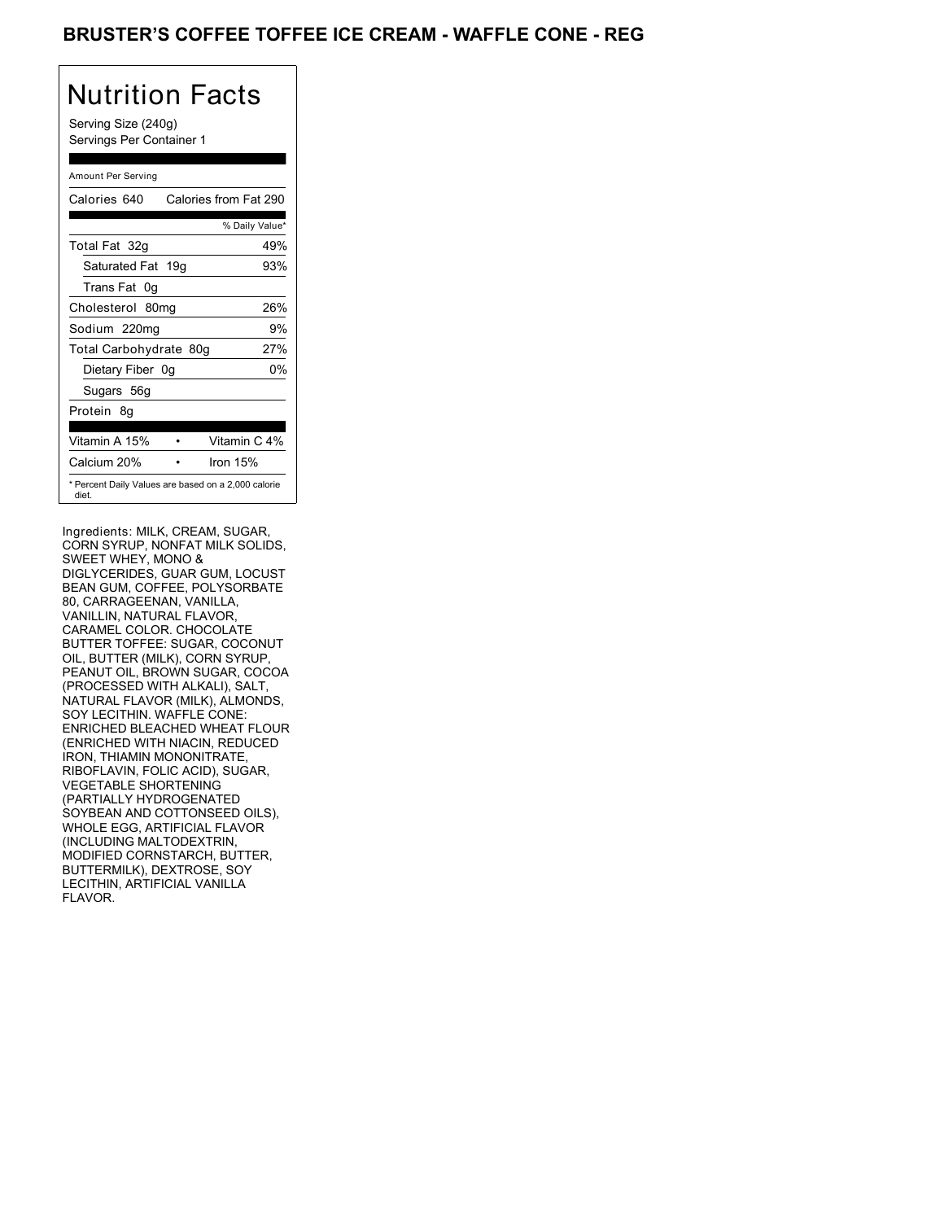# BRUSTER'S COFFEE TOFFEE ICE CREAM - WAFFLE CONE - REG

## Nutrition Facts

Serving Size (240g)
Servings Per Container 1

| Amount Per Serving | |
|---|---|
| Calories 640 | Calories from Fat 290 |
| | % Daily Value* |
| Total Fat 32g | 49% |
| Saturated Fat 19g | 93% |
| Trans Fat 0g | |
| Cholesterol 80mg | 26% |
| Sodium 220mg | 9% |
| Total Carbohydrate 80g | 27% |
| Dietary Fiber 0g | 0% |
| Sugars 56g | |
| Protein 8g | |
| Vitamin A 15% | Vitamin C 4% |
| Calcium 20% | Iron 15% |

\* Percent Daily Values are based on a 2,000 calorie diet.

Ingredients: MILK, CREAM, SUGAR, CORN SYRUP, NONFAT MILK SOLIDS, SWEET WHEY, MONO & DIGLYCERIDES, GUAR GUM, LOCUST BEAN GUM, COFFEE, POLYSORBATE 80, CARRAGEENAN, VANILLA, VANILLIN, NATURAL FLAVOR, CARAMEL COLOR. CHOCOLATE BUTTER TOFFEE: SUGAR, COCONUT OIL, BUTTER (MILK), CORN SYRUP, PEANUT OIL, BROWN SUGAR, COCOA (PROCESSED WITH ALKALI), SALT, NATURAL FLAVOR (MILK), ALMONDS, SOY LECITHIN. WAFFLE CONE: ENRICHED BLEACHED WHEAT FLOUR (ENRICHED WITH NIACIN, REDUCED IRON, THIAMIN MONONITRATE, RIBOFLAVIN, FOLIC ACID), SUGAR, VEGETABLE SHORTENING (PARTIALLY HYDROGENATED SOYBEAN AND COTTONSEED OILS), WHOLE EGG, ARTIFICIAL FLAVOR (INCLUDING MALTODEXTRIN, MODIFIED CORNSTARCH, BUTTER, BUTTERMILK), DEXTROSE, SOY LECITHIN, ARTIFICIAL VANILLA FLAVOR.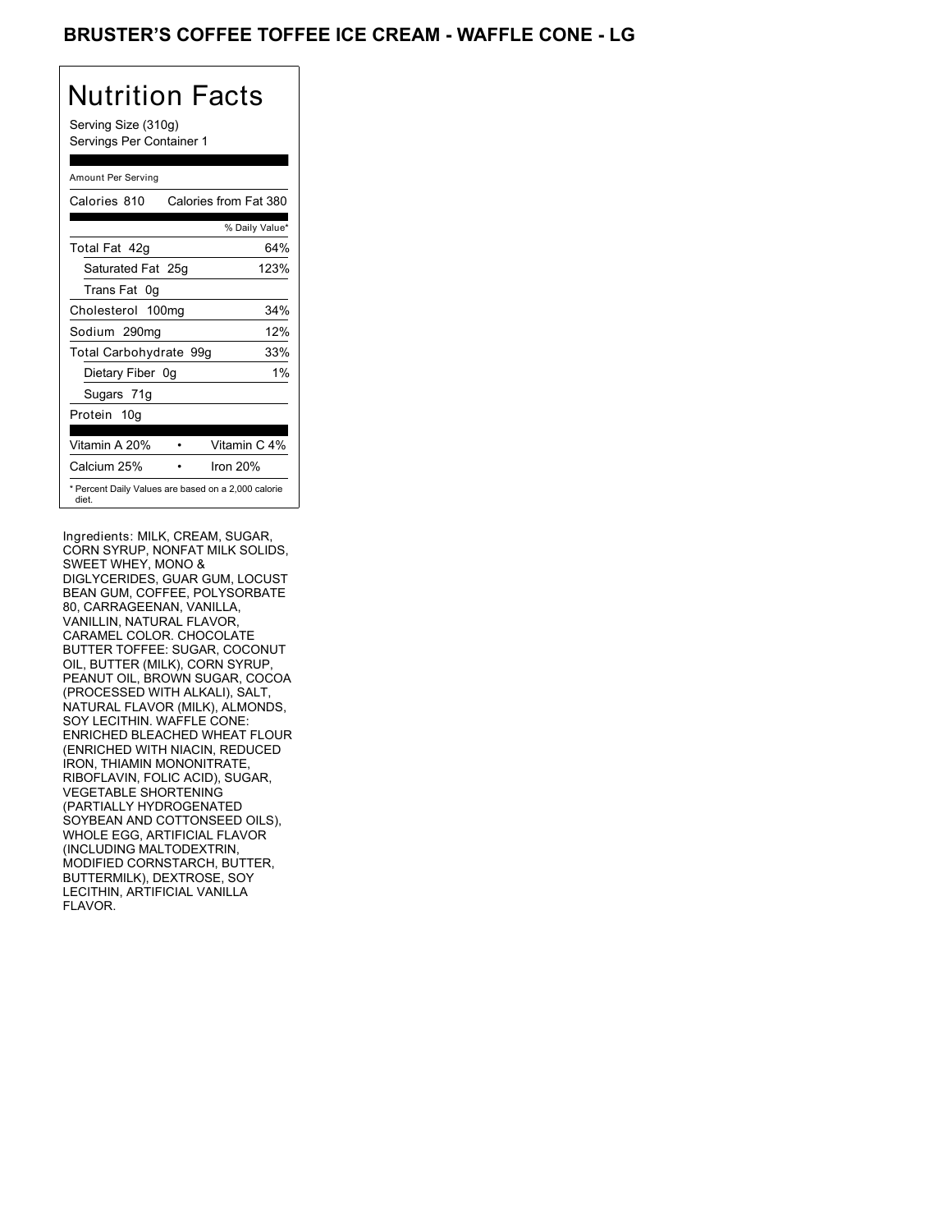# BRUSTER'S COFFEE TOFFEE ICE CREAM - WAFFLE CONE - LG

## Nutrition Facts

Serving Size (310g)
Servings Per Container 1

| Amount Per Serving | |
|---|---|
| Calories 810 | Calories from Fat 380 |
| | % Daily Value* |
| Total Fat 42g | 64% |
| Saturated Fat 25g | 123% |
| Trans Fat 0g | |
| Cholesterol 100mg | 34% |
| Sodium 290mg | 12% |
| Total Carbohydrate 99g | 33% |
| Dietary Fiber 0g | 1% |
| Sugars 71g | |
| Protein 10g | |
| Vitamin A 20% | Vitamin C 4% |
| Calcium 25% | Iron 20% |

* Percent Daily Values are based on a 2,000 calorie diet.

Ingredients: MILK, CREAM, SUGAR, CORN SYRUP, NONFAT MILK SOLIDS, SWEET WHEY, MONO & DIGLYCERIDES, GUAR GUM, LOCUST BEAN GUM, COFFEE, POLYSORBATE 80, CARRAGEENAN, VANILLA, VANILLIN, NATURAL FLAVOR, CARAMEL COLOR. CHOCOLATE BUTTER TOFFEE: SUGAR, COCONUT OIL, BUTTER (MILK), CORN SYRUP, PEANUT OIL, BROWN SUGAR, COCOA (PROCESSED WITH ALKALI), SALT, NATURAL FLAVOR (MILK), ALMONDS, SOY LECITHIN. WAFFLE CONE: ENRICHED BLEACHED WHEAT FLOUR (ENRICHED WITH NIACIN, REDUCED IRON, THIAMIN MONONITRATE, RIBOFLAVIN, FOLIC ACID), SUGAR, VEGETABLE SHORTENING (PARTIALLY HYDROGENATED SOYBEAN AND COTTONSEED OILS), WHOLE EGG, ARTIFICIAL FLAVOR (INCLUDING MALTODEXTRIN, MODIFIED CORNSTARCH, BUTTER, BUTTERMILK), DEXTROSE, SOY LECITHIN, ARTIFICIAL VANILLA FLAVOR.